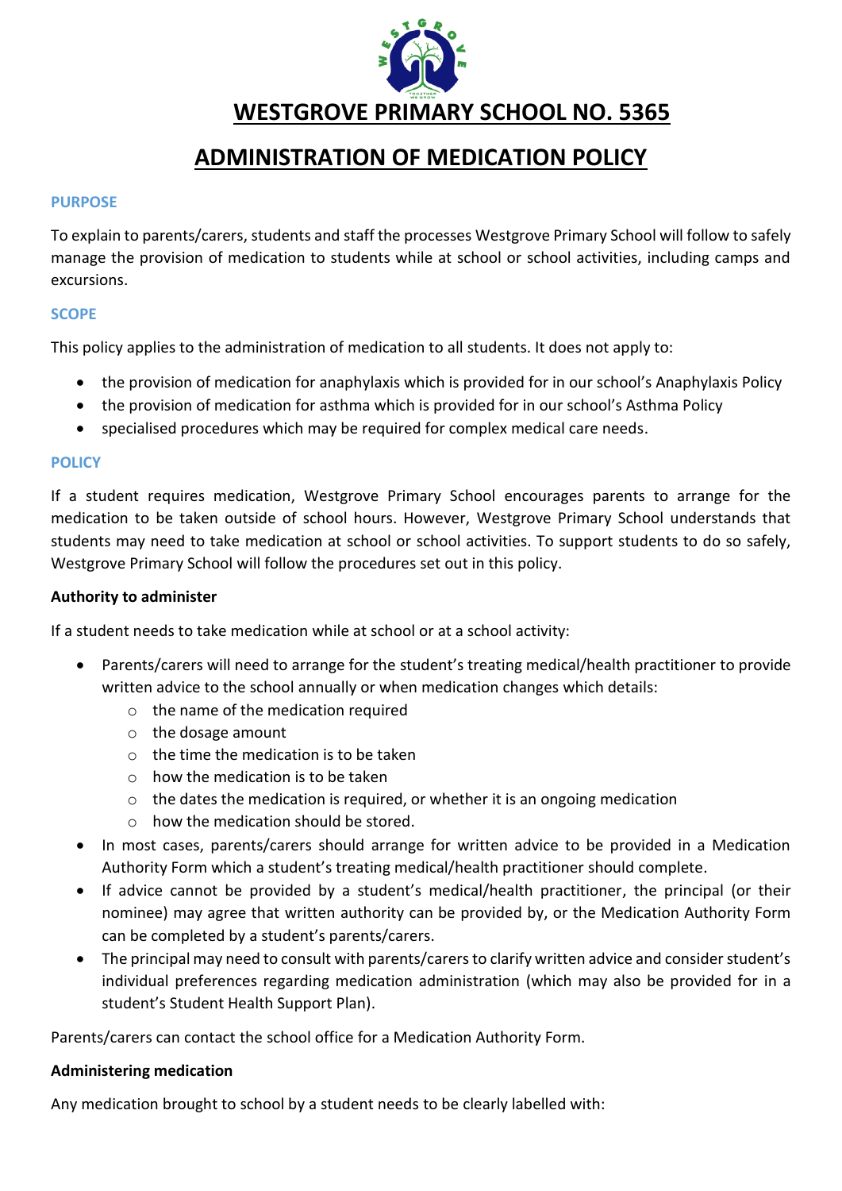# WESTGROVE PRIMARY SCHOOL NO. 5365

# ADMINISTRATION OF MEDICATION POLICY

## PURPOSE

To explain to parents/carers, students and staff the processes Westgrove Primary School will follow to safely manage the provision of medication to students while at school or school activities, including camps and excursions.

## SCOPE

This policy applies to the administration of medication to all students. It does not apply to:

- the provision of medication for anaphylaxis which is provided for in our school's Anaphylaxis Policy
- the provision of medication for asthma which is provided for in our school's Asthma Policy
- specialised procedures which may be required for complex medical care needs.

## POLICY

If a student requires medication, Westgrove Primary School encourages parents to arrange for the medication to be taken outside of school hours. However, Westgrove Primary School understands that students may need to take medication at school or school activities. To support students to do so safely, Westgrove Primary School will follow the procedures set out in this policy.

**Authority to administer**

If a student needs to take medication while at school or at a school activity:

- Parents/carers will need to arrange for the student's treating medical/health practitioner to provide written advice to the school annually or when medication changes which details:
  - the name of the medication required
  - the dosage amount
  - the time the medication is to be taken
  - how the medication is to be taken
  - the dates the medication is required, or whether it is an ongoing medication
  - how the medication should be stored.
- In most cases, parents/carers should arrange for written advice to be provided in a Medication Authority Form which a student's treating medical/health practitioner should complete.
- If advice cannot be provided by a student's medical/health practitioner, the principal (or their nominee) may agree that written authority can be provided by, or the Medication Authority Form can be completed by a student's parents/carers.
- The principal may need to consult with parents/carers to clarify written advice and consider student's individual preferences regarding medication administration (which may also be provided for in a student's Student Health Support Plan).

Parents/carers can contact the school office for a Medication Authority Form.

**Administering medication**

Any medication brought to school by a student needs to be clearly labelled with: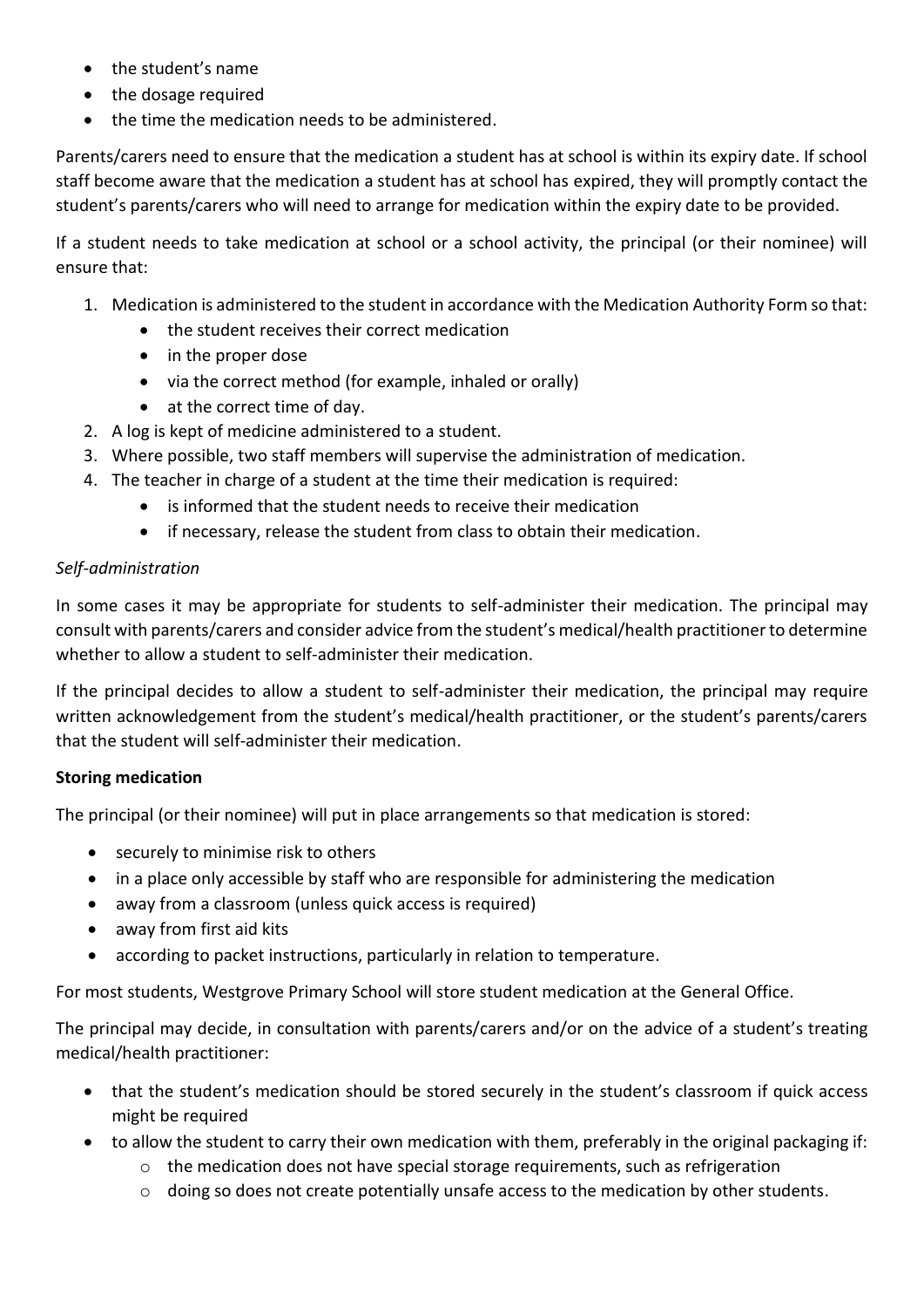- the student's name
- the dosage required
- the time the medication needs to be administered.

Parents/carers need to ensure that the medication a student has at school is within its expiry date. If school staff become aware that the medication a student has at school has expired, they will promptly contact the student's parents/carers who will need to arrange for medication within the expiry date to be provided.

If a student needs to take medication at school or a school activity, the principal (or their nominee) will ensure that:

1. Medication is administered to the student in accordance with the Medication Authority Form so that:
   - the student receives their correct medication
   - in the proper dose
   - via the correct method (for example, inhaled or orally)
   - at the correct time of day.
2. A log is kept of medicine administered to a student.
3. Where possible, two staff members will supervise the administration of medication.
4. The teacher in charge of a student at the time their medication is required:
   - is informed that the student needs to receive their medication
   - if necessary, release the student from class to obtain their medication.

*Self-administration*

In some cases it may be appropriate for students to self-administer their medication. The principal may consult with parents/carers and consider advice from the student's medical/health practitioner to determine whether to allow a student to self-administer their medication.

If the principal decides to allow a student to self-administer their medication, the principal may require written acknowledgement from the student's medical/health practitioner, or the student's parents/carers that the student will self-administer their medication.

**Storing medication**

The principal (or their nominee) will put in place arrangements so that medication is stored:

- securely to minimise risk to others
- in a place only accessible by staff who are responsible for administering the medication
- away from a classroom (unless quick access is required)
- away from first aid kits
- according to packet instructions, particularly in relation to temperature.

For most students, Westgrove Primary School will store student medication at the General Office.

The principal may decide, in consultation with parents/carers and/or on the advice of a student's treating medical/health practitioner:

- that the student's medication should be stored securely in the student's classroom if quick access might be required
- to allow the student to carry their own medication with them, preferably in the original packaging if:
  - the medication does not have special storage requirements, such as refrigeration
  - doing so does not create potentially unsafe access to the medication by other students.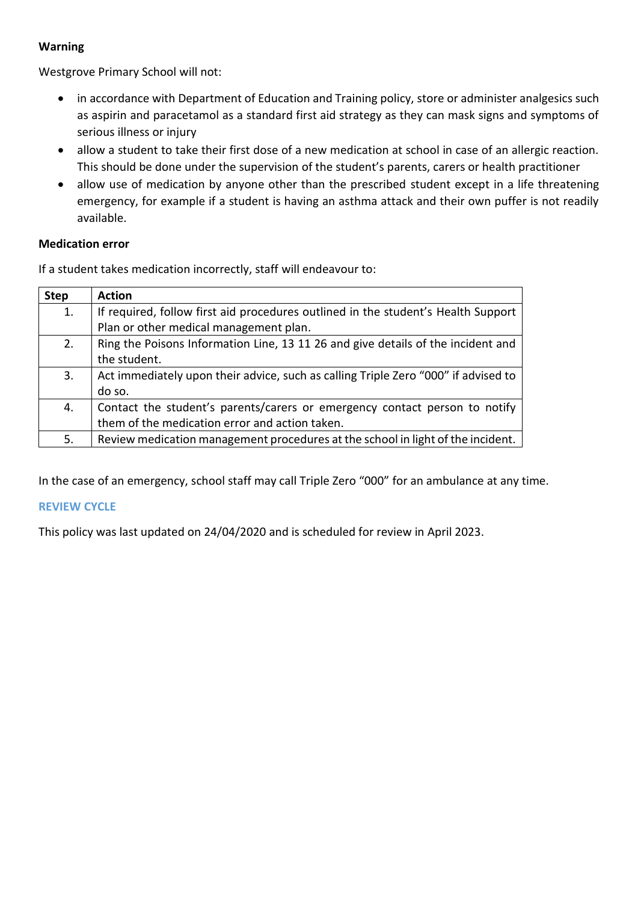**Warning**

Westgrove Primary School will not:

- in accordance with Department of Education and Training policy, store or administer analgesics such as aspirin and paracetamol as a standard first aid strategy as they can mask signs and symptoms of serious illness or injury
- allow a student to take their first dose of a new medication at school in case of an allergic reaction. This should be done under the supervision of the student's parents, carers or health practitioner
- allow use of medication by anyone other than the prescribed student except in a life threatening emergency, for example if a student is having an asthma attack and their own puffer is not readily available.

**Medication error**

If a student takes medication incorrectly, staff will endeavour to:

| Step | Action |
|---|---|
| 1. | If required, follow first aid procedures outlined in the student's Health Support Plan or other medical management plan. |
| 2. | Ring the Poisons Information Line, 13 11 26 and give details of the incident and the student. |
| 3. | Act immediately upon their advice, such as calling Triple Zero "000" if advised to do so. |
| 4. | Contact the student's parents/carers or emergency contact person to notify them of the medication error and action taken. |
| 5. | Review medication management procedures at the school in light of the incident. |

In the case of an emergency, school staff may call Triple Zero "000" for an ambulance at any time.

## REVIEW CYCLE

This policy was last updated on 24/04/2020 and is scheduled for review in April 2023.